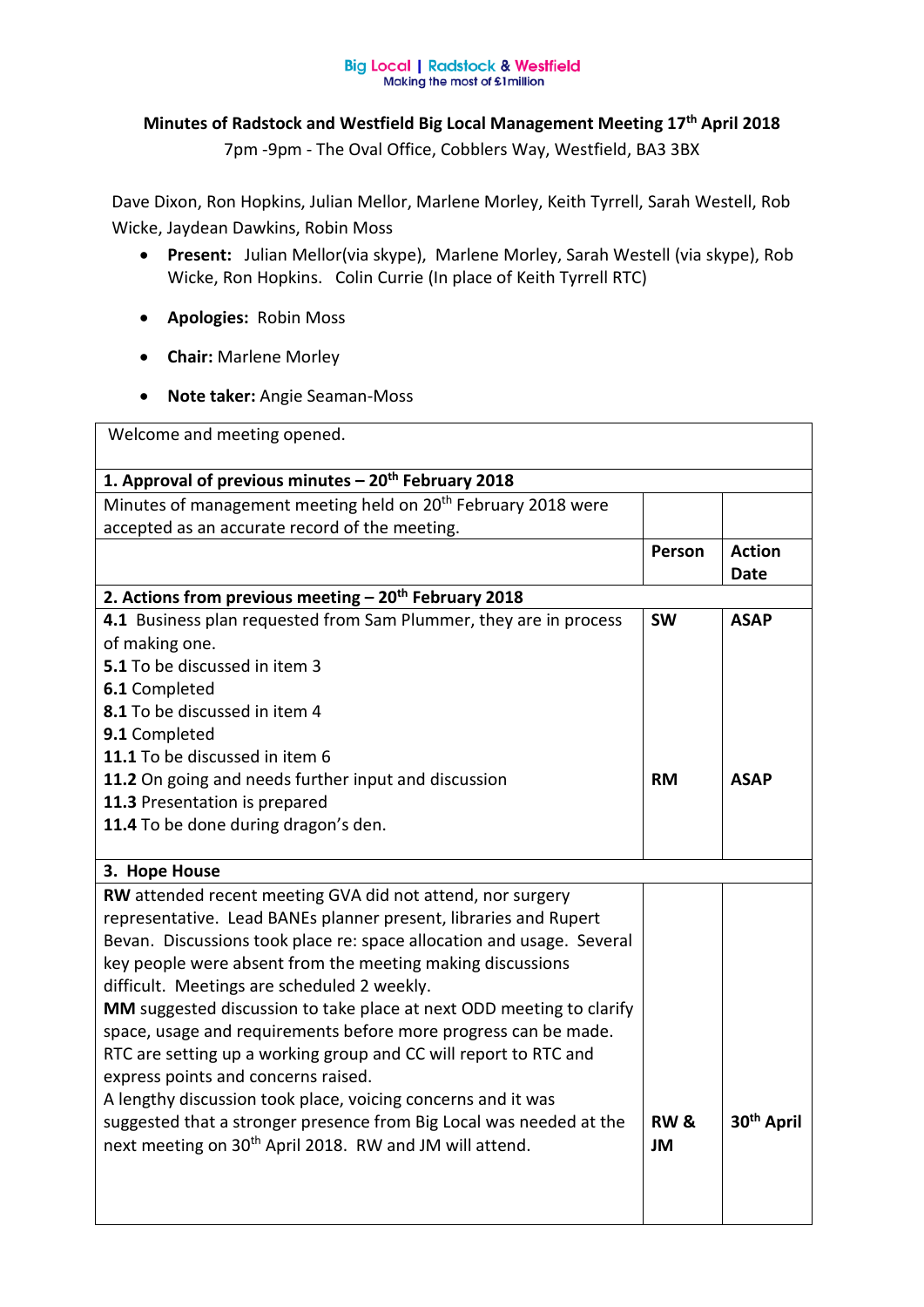Big Local | Radstock & Westfield
Making the most of £1million

# Minutes of Radstock and Westfield Big Local Management Meeting 17th April 2018

7pm -9pm - The Oval Office, Cobblers Way, Westfield, BA3 3BX

Dave Dixon, Ron Hopkins, Julian Mellor, Marlene Morley, Keith Tyrrell, Sarah Westell, Rob Wicke, Jaydean Dawkins, Robin Moss

- **Present:** Julian Mellor(via skype), Marlene Morley, Sarah Westell (via skype), Rob Wicke, Ron Hopkins. Colin Currie (In place of Keith Tyrrell RTC)
- **Apologies:** Robin Moss
- **Chair:** Marlene Morley
- **Note taker:** Angie Seaman-Moss

| Welcome and meeting opened. | | |
|---|---|---|
| **1. Approval of previous minutes – 20th February 2018** | | |
| Minutes of management meeting held on 20th February 2018 were accepted as an accurate record of the meeting. | | |
| | **Person** | **Action Date** |
| **2. Actions from previous meeting – 20th February 2018** | | |
| **4.1** Business plan requested from Sam Plummer, they are in process of making one.<br>**5.1** To be discussed in item 3<br>**6.1** Completed<br>**8.1** To be discussed in item 4<br>**9.1** Completed<br>**11.1** To be discussed in item 6<br>**11.2** On going and needs further input and discussion<br>**11.3** Presentation is prepared<br>**11.4** To be done during dragon's den. | **SW**<br><br><br><br><br><br><br>**RM** | **ASAP**<br><br><br><br><br><br><br>**ASAP** |
| **3. Hope House** | | |
| **RW** attended recent meeting GVA did not attend, nor surgery representative. Lead BANEs planner present, libraries and Rupert Bevan. Discussions took place re: space allocation and usage. Several key people were absent from the meeting making discussions difficult. Meetings are scheduled 2 weekly.<br>**MM** suggested discussion to take place at next ODD meeting to clarify space, usage and requirements before more progress can be made. RTC are setting up a working group and CC will report to RTC and express points and concerns raised.<br>A lengthy discussion took place, voicing concerns and it was suggested that a stronger presence from Big Local was needed at the next meeting on 30th April 2018. RW and JM will attend. | **RW & JM** | **30th April** |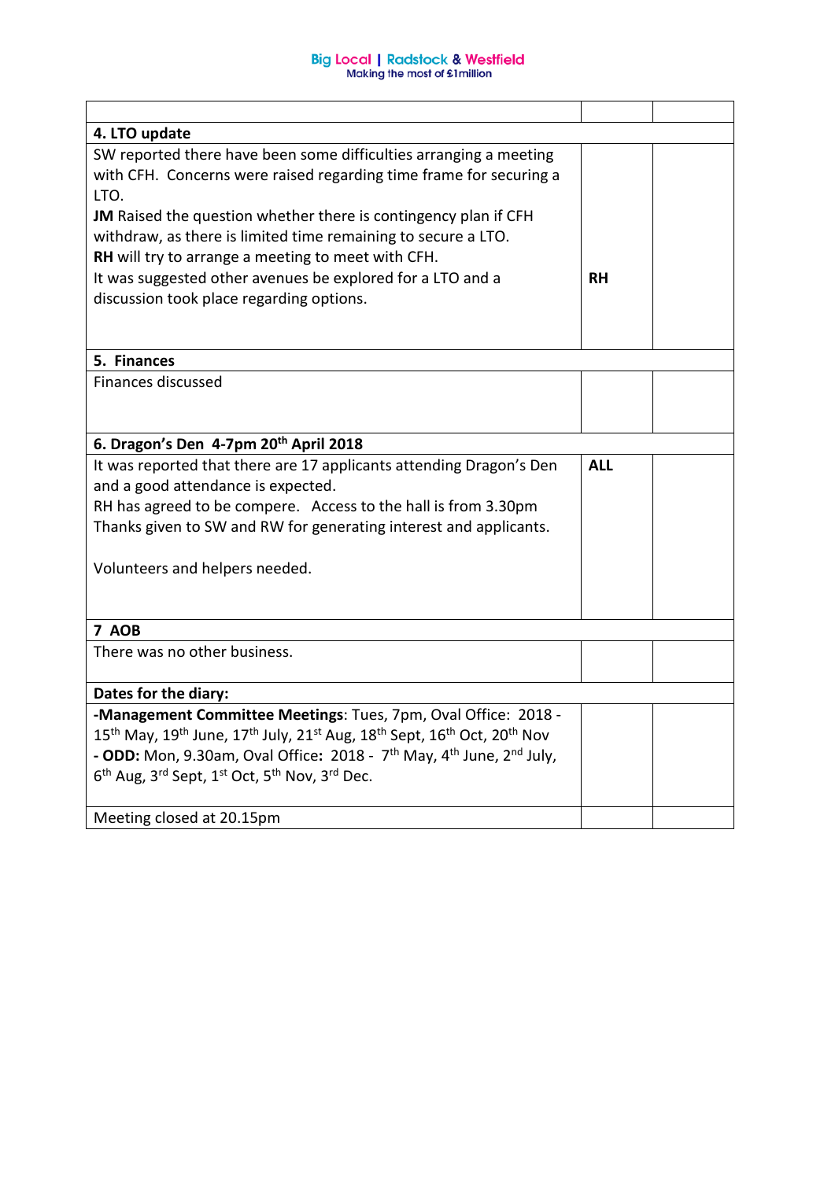| | | |
|---|---|---|
| **4. LTO update** | | |
| SW reported there have been some difficulties arranging a meeting with CFH. Concerns were raised regarding time frame for securing a LTO.<br>**JM** Raised the question whether there is contingency plan if CFH withdraw, as there is limited time remaining to secure a LTO.<br>**RH** will try to arrange a meeting to meet with CFH.<br>It was suggested other avenues be explored for a LTO and a discussion took place regarding options. | **RH** | |
| **5. Finances** | | |
| Finances discussed | | |
| **6. Dragon's Den 4-7pm 20th April 2018** | | |
| It was reported that there are 17 applicants attending Dragon's Den and a good attendance is expected.<br>RH has agreed to be compere. Access to the hall is from 3.30pm<br>Thanks given to SW and RW for generating interest and applicants.<br><br>Volunteers and helpers needed. | **ALL** | |
| **7 AOB** | | |
| There was no other business. | | |
| **Dates for the diary:** | | |
| **-Management Committee Meetings**: Tues, 7pm, Oval Office: 2018 - 15th May, 19th June, 17th July, 21st Aug, 18th Sept, 16th Oct, 20th Nov<br>**- ODD:** Mon, 9.30am, Oval Office**:** 2018 - 7th May, 4th June, 2nd July, 6th Aug, 3rd Sept, 1st Oct, 5th Nov, 3rd Dec. | | |
| Meeting closed at 20.15pm | | |